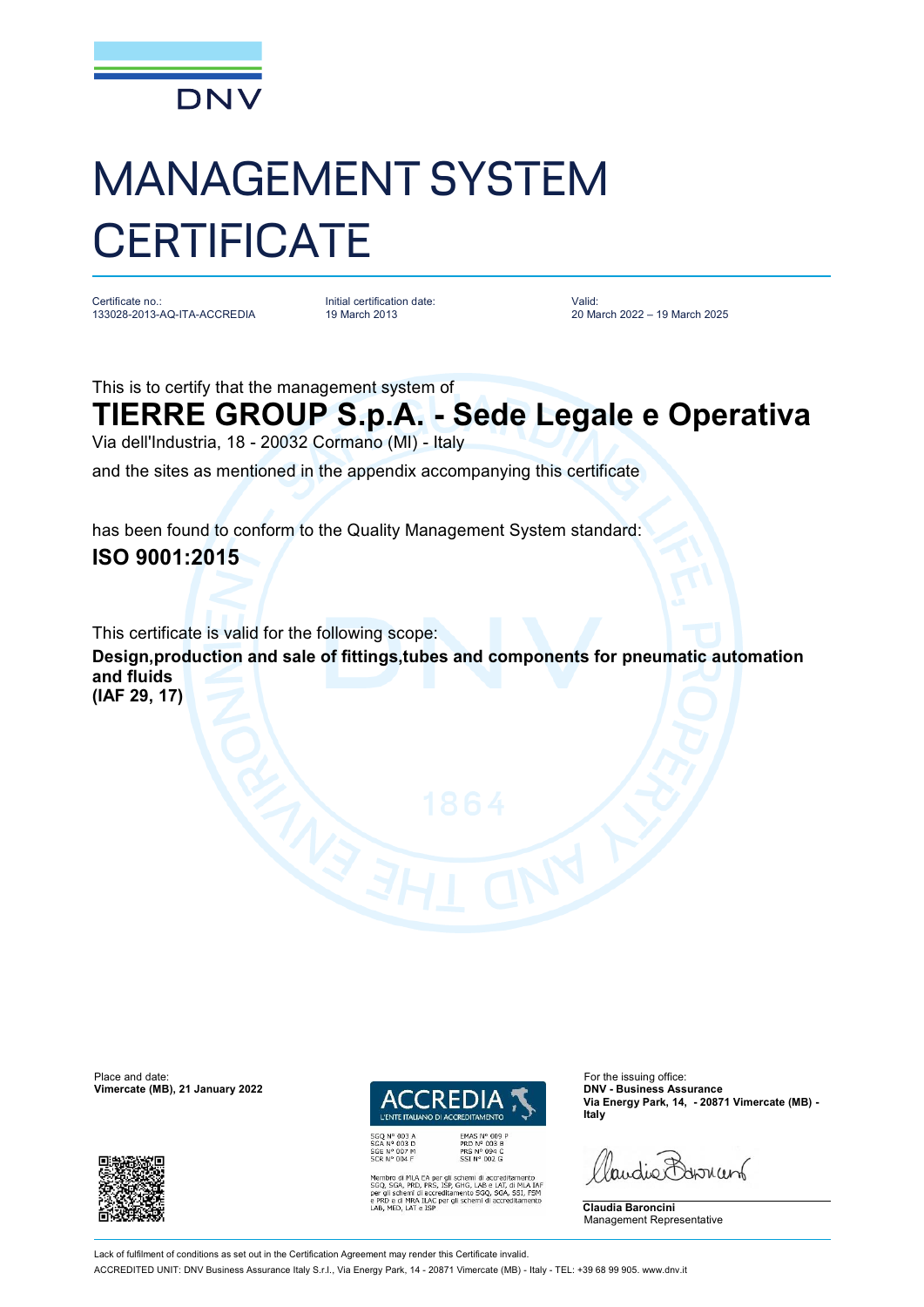DNV

# MANAGEMENT SYSTEM CERTIFICATE

Certificate no.:
133028-2013-AQ-ITA-ACCREDIA

Initial certification date:
19 March 2013

Valid:
20 March 2022 – 19 March 2025

This is to certify that the management system of

## TIERRE GROUP S.p.A. - Sede Legale e Operativa

Via dell'Industria, 18 - 20032 Cormano (MI) - Italy

and the sites as mentioned in the appendix accompanying this certificate

has been found to conform to the Quality Management System standard:

**ISO 9001:2015**

This certificate is valid for the following scope:

**Design,production and sale of fittings,tubes and components for pneumatic automation and fluids**
**(IAF 29, 17)**

Place and date:
**Vimercate (MB), 21 January 2022**

ACCREDIA
L'ENTE ITALIANO DI ACCREDITAMENTO

SGQ N° 003 A
SGA N° 003 D
SGE N° 007 M
SCR N° 004 F

EMAS N° 009 P
PRD N° 003 B
PRS N° 094 C
SSI N° 002 G

Membro di MLA EA per gli schemi di accreditamento SGQ, SGA, PRD, PRS, ISP, GHG, LAB e LAT, di MLA IAF per gli schemi di accreditamento SGQ, SGA, SSI, FSM e PRD e di MRA ILAC per gli schemi di accreditamento LAB, MED, LAT e ISP

For the issuing office:
**DNV - Business Assurance**
**Via Energy Park, 14, - 20871 Vimercate (MB) - Italy**

**Claudia Baroncini**
Management Representative

Lack of fulfilment of conditions as set out in the Certification Agreement may render this Certificate invalid.
ACCREDITED UNIT: DNV Business Assurance Italy S.r.l., Via Energy Park, 14 - 20871 Vimercate (MB) - Italy - TEL: +39 68 99 905. www.dnv.it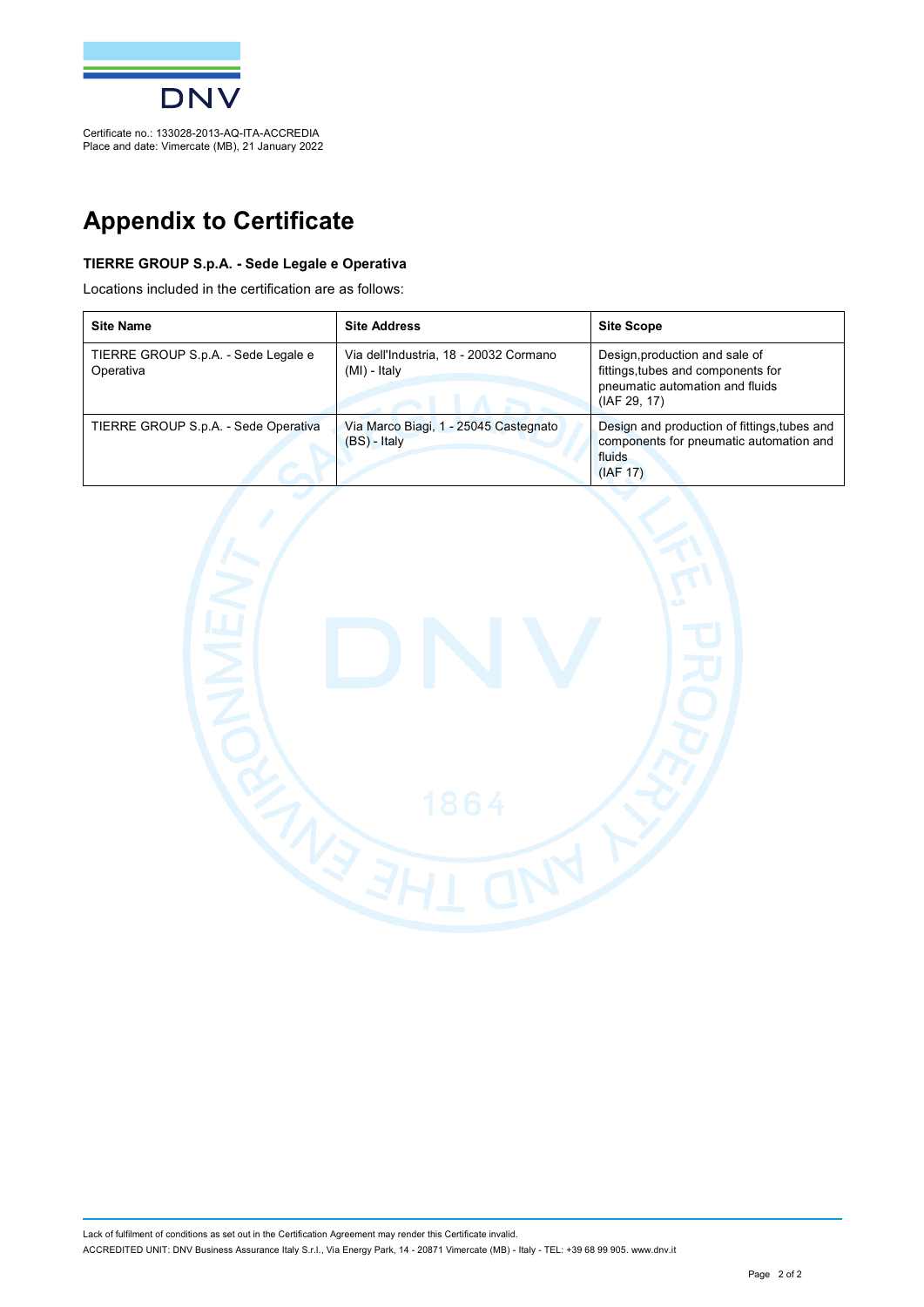Certificate no.: 133028-2013-AQ-ITA-ACCREDIA
Place and date: Vimercate (MB), 21 January 2022

# Appendix to Certificate

**TIERRE GROUP S.p.A. - Sede Legale e Operativa**

Locations included in the certification are as follows:

| Site Name | Site Address | Site Scope |
|---|---|---|
| TIERRE GROUP S.p.A. - Sede Legale e Operativa | Via dell'Industria, 18 - 20032 Cormano (MI) - Italy | Design,production and sale of fittings,tubes and components for pneumatic automation and fluids (IAF 29, 17) |
| TIERRE GROUP S.p.A. - Sede Operativa | Via Marco Biagi, 1 - 25045 Castegnato (BS) - Italy | Design and production of fittings,tubes and components for pneumatic automation and fluids (IAF 17) |

Lack of fulfilment of conditions as set out in the Certification Agreement may render this Certificate invalid.

ACCREDITED UNIT: DNV Business Assurance Italy S.r.l., Via Energy Park, 14 - 20871 Vimercate (MB) - Italy - TEL: +39 68 99 905. www.dnv.it